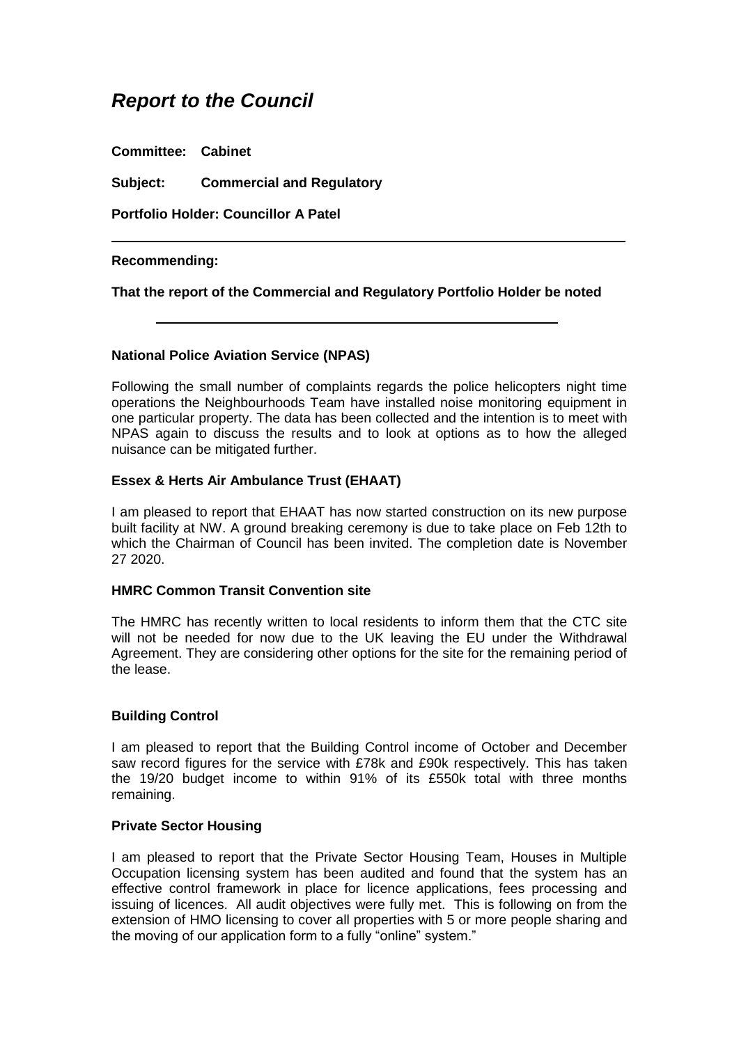# *Report to the Council*

**Committee: Cabinet**

**Subject: Commercial and Regulatory**

**Portfolio Holder: Councillor A Patel**

---

**Recommending:**

**That the report of the Commercial and Regulatory Portfolio Holder be noted**

---

**National Police Aviation Service (NPAS)**

Following the small number of complaints regards the police helicopters night time operations the Neighbourhoods Team have installed noise monitoring equipment in one particular property. The data has been collected and the intention is to meet with NPAS again to discuss the results and to look at options as to how the alleged nuisance can be mitigated further.

**Essex & Herts Air Ambulance Trust (EHAAT)**

I am pleased to report that EHAAT has now started construction on its new purpose built facility at NW. A ground breaking ceremony is due to take place on Feb 12th to which the Chairman of Council has been invited. The completion date is November 27 2020.

**HMRC Common Transit Convention site**

The HMRC has recently written to local residents to inform them that the CTC site will not be needed for now due to the UK leaving the EU under the Withdrawal Agreement. They are considering other options for the site for the remaining period of the lease.

**Building Control**

I am pleased to report that the Building Control income of October and December saw record figures for the service with £78k and £90k respectively. This has taken the 19/20 budget income to within 91% of its £550k total with three months remaining.

**Private Sector Housing**

I am pleased to report that the Private Sector Housing Team, Houses in Multiple Occupation licensing system has been audited and found that the system has an effective control framework in place for licence applications, fees processing and issuing of licences. All audit objectives were fully met. This is following on from the extension of HMO licensing to cover all properties with 5 or more people sharing and the moving of our application form to a fully "online" system."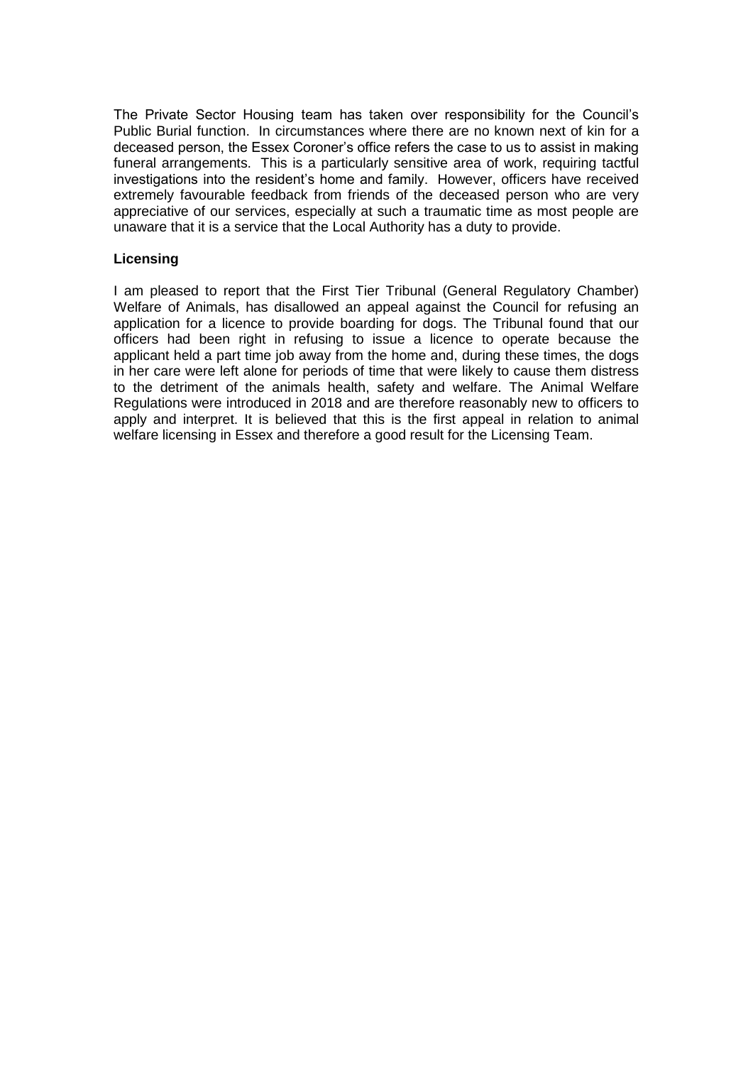The Private Sector Housing team has taken over responsibility for the Council's Public Burial function. In circumstances where there are no known next of kin for a deceased person, the Essex Coroner's office refers the case to us to assist in making funeral arrangements. This is a particularly sensitive area of work, requiring tactful investigations into the resident's home and family. However, officers have received extremely favourable feedback from friends of the deceased person who are very appreciative of our services, especially at such a traumatic time as most people are unaware that it is a service that the Local Authority has a duty to provide.

**Licensing**

I am pleased to report that the First Tier Tribunal (General Regulatory Chamber) Welfare of Animals, has disallowed an appeal against the Council for refusing an application for a licence to provide boarding for dogs. The Tribunal found that our officers had been right in refusing to issue a licence to operate because the applicant held a part time job away from the home and, during these times, the dogs in her care were left alone for periods of time that were likely to cause them distress to the detriment of the animals health, safety and welfare. The Animal Welfare Regulations were introduced in 2018 and are therefore reasonably new to officers to apply and interpret. It is believed that this is the first appeal in relation to animal welfare licensing in Essex and therefore a good result for the Licensing Team.